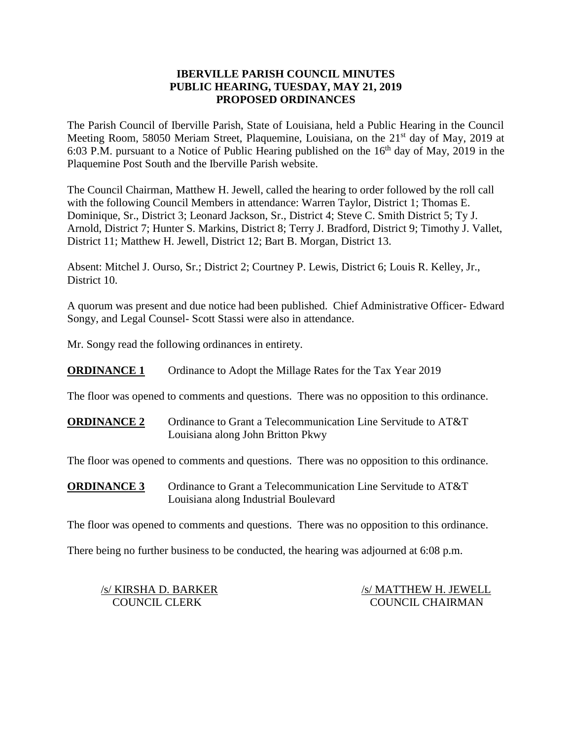# IBERVILLE PARISH COUNCIL MINUTES
## PUBLIC HEARING, TUESDAY, MAY 21, 2019
## PROPOSED ORDINANCES

The Parish Council of Iberville Parish, State of Louisiana, held a Public Hearing in the Council Meeting Room, 58050 Meriam Street, Plaquemine, Louisiana, on the 21st day of May, 2019 at 6:03 P.M. pursuant to a Notice of Public Hearing published on the 16th day of May, 2019 in the Plaquemine Post South and the Iberville Parish website.

The Council Chairman, Matthew H. Jewell, called the hearing to order followed by the roll call with the following Council Members in attendance: Warren Taylor, District 1; Thomas E. Dominique, Sr., District 3; Leonard Jackson, Sr., District 4; Steve C. Smith District 5; Ty J. Arnold, District 7; Hunter S. Markins, District 8; Terry J. Bradford, District 9; Timothy J. Vallet, District 11; Matthew H. Jewell, District 12; Bart B. Morgan, District 13.

Absent: Mitchel J. Ourso, Sr.; District 2; Courtney P. Lewis, District 6; Louis R. Kelley, Jr., District 10.

A quorum was present and due notice had been published. Chief Administrative Officer- Edward Songy, and Legal Counsel- Scott Stassi were also in attendance.

Mr. Songy read the following ordinances in entirety.

**ORDINANCE 1** Ordinance to Adopt the Millage Rates for the Tax Year 2019

The floor was opened to comments and questions. There was no opposition to this ordinance.

**ORDINANCE 2** Ordinance to Grant a Telecommunication Line Servitude to AT&T Louisiana along John Britton Pkwy

The floor was opened to comments and questions. There was no opposition to this ordinance.

**ORDINANCE 3** Ordinance to Grant a Telecommunication Line Servitude to AT&T Louisiana along Industrial Boulevard

The floor was opened to comments and questions. There was no opposition to this ordinance.

There being no further business to be conducted, the hearing was adjourned at 6:08 p.m.

/s/ KIRSHA D. BARKER
COUNCIL CLERK

/s/ MATTHEW H. JEWELL
COUNCIL CHAIRMAN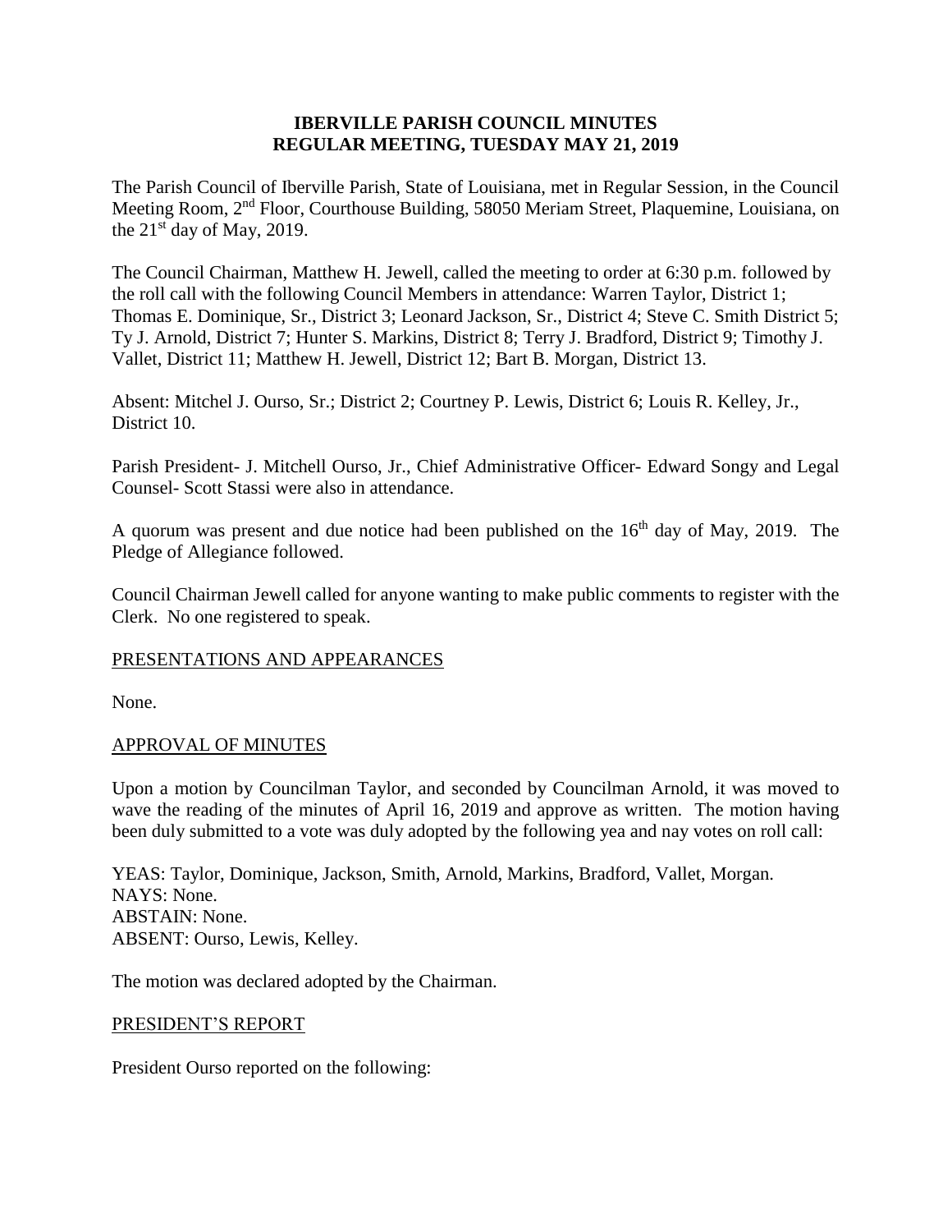# IBERVILLE PARISH COUNCIL MINUTES
# REGULAR MEETING, TUESDAY MAY 21, 2019

The Parish Council of Iberville Parish, State of Louisiana, met in Regular Session, in the Council Meeting Room, 2nd Floor, Courthouse Building, 58050 Meriam Street, Plaquemine, Louisiana, on the 21st day of May, 2019.

The Council Chairman, Matthew H. Jewell, called the meeting to order at 6:30 p.m. followed by the roll call with the following Council Members in attendance: Warren Taylor, District 1; Thomas E. Dominique, Sr., District 3; Leonard Jackson, Sr., District 4; Steve C. Smith District 5; Ty J. Arnold, District 7; Hunter S. Markins, District 8; Terry J. Bradford, District 9; Timothy J. Vallet, District 11; Matthew H. Jewell, District 12; Bart B. Morgan, District 13.

Absent: Mitchel J. Ourso, Sr.; District 2; Courtney P. Lewis, District 6; Louis R. Kelley, Jr., District 10.

Parish President- J. Mitchell Ourso, Jr., Chief Administrative Officer- Edward Songy and Legal Counsel- Scott Stassi were also in attendance.

A quorum was present and due notice had been published on the 16th day of May, 2019. The Pledge of Allegiance followed.

Council Chairman Jewell called for anyone wanting to make public comments to register with the Clerk. No one registered to speak.

## PRESENTATIONS AND APPEARANCES

None.

## APPROVAL OF MINUTES

Upon a motion by Councilman Taylor, and seconded by Councilman Arnold, it was moved to wave the reading of the minutes of April 16, 2019 and approve as written. The motion having been duly submitted to a vote was duly adopted by the following yea and nay votes on roll call:

YEAS: Taylor, Dominique, Jackson, Smith, Arnold, Markins, Bradford, Vallet, Morgan.
NAYS: None.
ABSTAIN: None.
ABSENT: Ourso, Lewis, Kelley.

The motion was declared adopted by the Chairman.

## PRESIDENT'S REPORT

President Ourso reported on the following: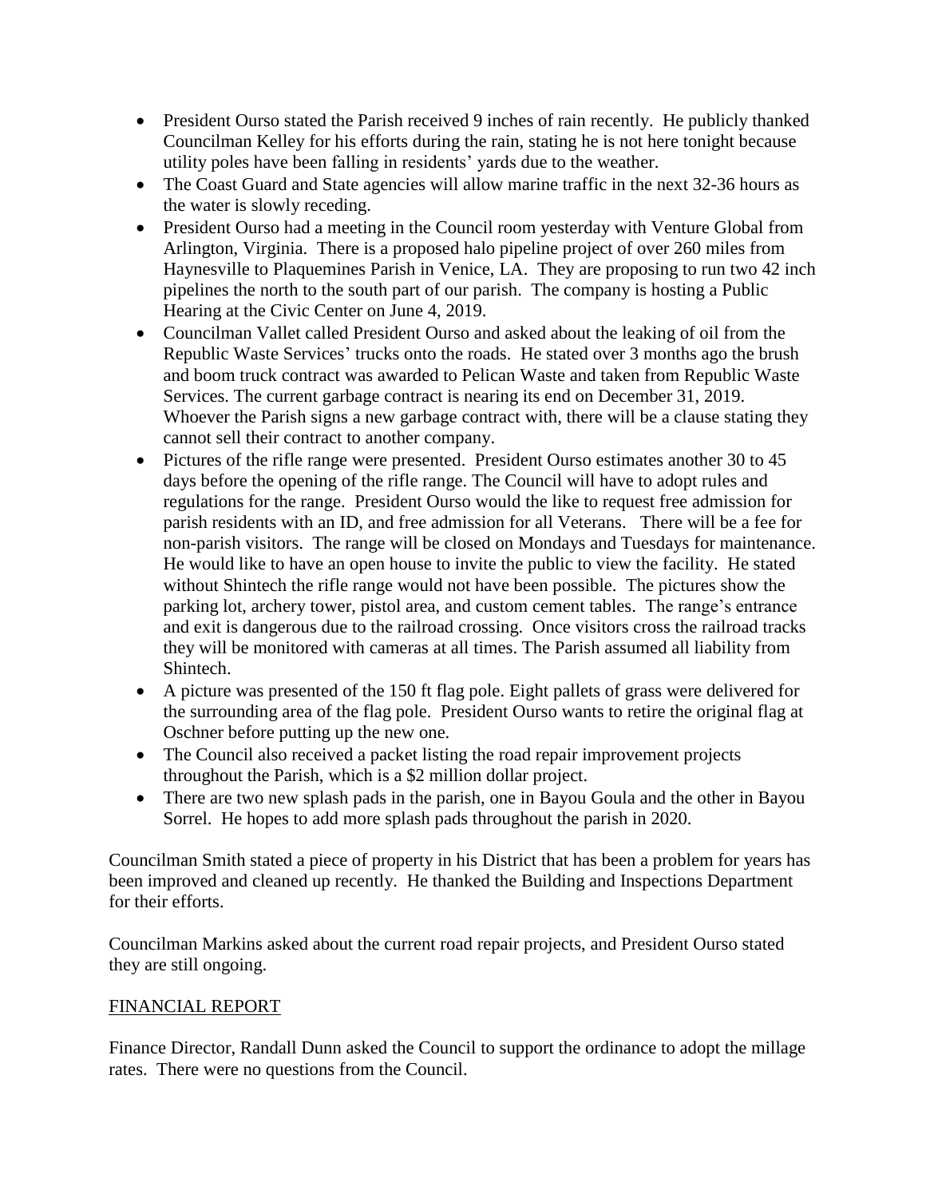- President Ourso stated the Parish received 9 inches of rain recently. He publicly thanked Councilman Kelley for his efforts during the rain, stating he is not here tonight because utility poles have been falling in residents' yards due to the weather.
- The Coast Guard and State agencies will allow marine traffic in the next 32-36 hours as the water is slowly receding.
- President Ourso had a meeting in the Council room yesterday with Venture Global from Arlington, Virginia. There is a proposed halo pipeline project of over 260 miles from Haynesville to Plaquemines Parish in Venice, LA. They are proposing to run two 42 inch pipelines the north to the south part of our parish. The company is hosting a Public Hearing at the Civic Center on June 4, 2019.
- Councilman Vallet called President Ourso and asked about the leaking of oil from the Republic Waste Services' trucks onto the roads. He stated over 3 months ago the brush and boom truck contract was awarded to Pelican Waste and taken from Republic Waste Services. The current garbage contract is nearing its end on December 31, 2019. Whoever the Parish signs a new garbage contract with, there will be a clause stating they cannot sell their contract to another company.
- Pictures of the rifle range were presented. President Ourso estimates another 30 to 45 days before the opening of the rifle range. The Council will have to adopt rules and regulations for the range. President Ourso would the like to request free admission for parish residents with an ID, and free admission for all Veterans. There will be a fee for non-parish visitors. The range will be closed on Mondays and Tuesdays for maintenance. He would like to have an open house to invite the public to view the facility. He stated without Shintech the rifle range would not have been possible. The pictures show the parking lot, archery tower, pistol area, and custom cement tables. The range's entrance and exit is dangerous due to the railroad crossing. Once visitors cross the railroad tracks they will be monitored with cameras at all times. The Parish assumed all liability from Shintech.
- A picture was presented of the 150 ft flag pole. Eight pallets of grass were delivered for the surrounding area of the flag pole. President Ourso wants to retire the original flag at Oschner before putting up the new one.
- The Council also received a packet listing the road repair improvement projects throughout the Parish, which is a $2 million dollar project.
- There are two new splash pads in the parish, one in Bayou Goula and the other in Bayou Sorrel. He hopes to add more splash pads throughout the parish in 2020.

Councilman Smith stated a piece of property in his District that has been a problem for years has been improved and cleaned up recently. He thanked the Building and Inspections Department for their efforts.

Councilman Markins asked about the current road repair projects, and President Ourso stated they are still ongoing.

## FINANCIAL REPORT

Finance Director, Randall Dunn asked the Council to support the ordinance to adopt the millage rates. There were no questions from the Council.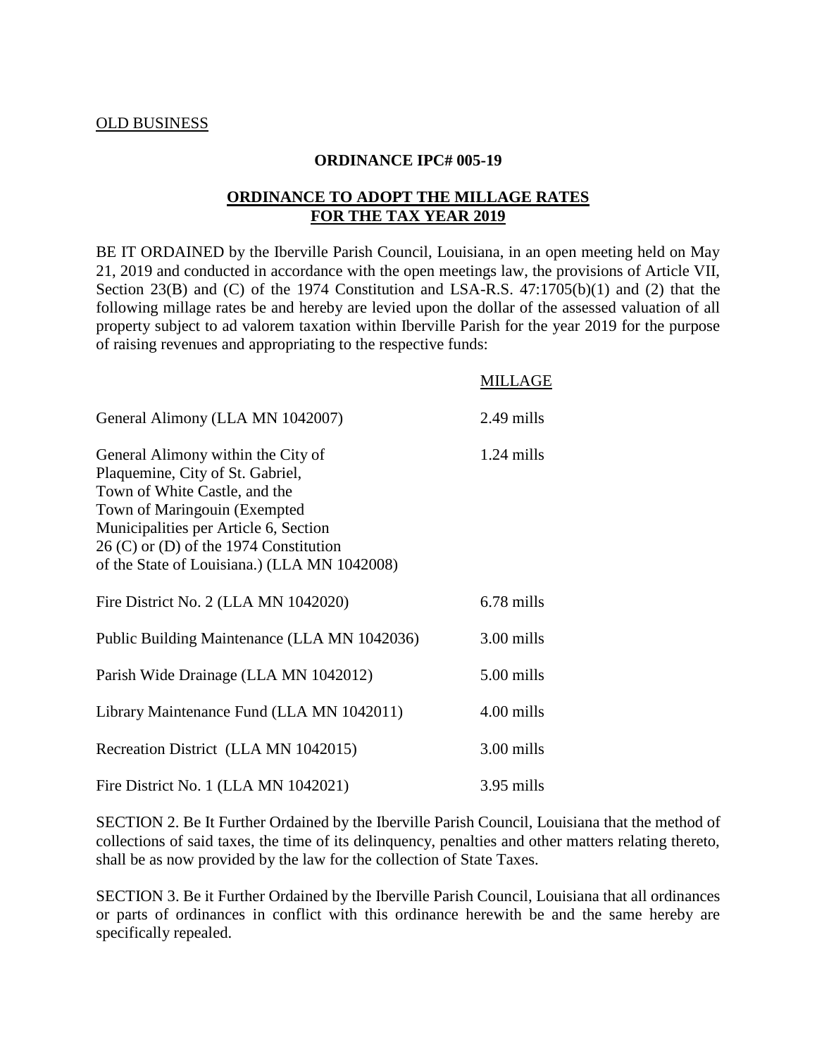<u>OLD BUSINESS</u>

**ORDINANCE IPC# 005-19**

**<u>ORDINANCE TO ADOPT THE MILLAGE RATES FOR THE TAX YEAR 2019</u>**

BE IT ORDAINED by the Iberville Parish Council, Louisiana, in an open meeting held on May 21, 2019 and conducted in accordance with the open meetings law, the provisions of Article VII, Section 23(B) and (C) of the 1974 Constitution and LSA-R.S. 47:1705(b)(1) and (2) that the following millage rates be and hereby are levied upon the dollar of the assessed valuation of all property subject to ad valorem taxation within Iberville Parish for the year 2019 for the purpose of raising revenues and appropriating to the respective funds:

| | <u>MILLAGE</u> |
|---|---|
| General Alimony (LLA MN 1042007) | 2.49 mills |
| General Alimony within the City of Plaquemine, City of St. Gabriel, Town of White Castle, and the Town of Maringouin (Exempted Municipalities per Article 6, Section 26 (C) or (D) of the 1974 Constitution of the State of Louisiana.) (LLA MN 1042008) | 1.24 mills |
| Fire District No. 2 (LLA MN 1042020) | 6.78 mills |
| Public Building Maintenance (LLA MN 1042036) | 3.00 mills |
| Parish Wide Drainage (LLA MN 1042012) | 5.00 mills |
| Library Maintenance Fund (LLA MN 1042011) | 4.00 mills |
| Recreation District (LLA MN 1042015) | 3.00 mills |
| Fire District No. 1 (LLA MN 1042021) | 3.95 mills |

SECTION 2. Be It Further Ordained by the Iberville Parish Council, Louisiana that the method of collections of said taxes, the time of its delinquency, penalties and other matters relating thereto, shall be as now provided by the law for the collection of State Taxes.

SECTION 3. Be it Further Ordained by the Iberville Parish Council, Louisiana that all ordinances or parts of ordinances in conflict with this ordinance herewith be and the same hereby are specifically repealed.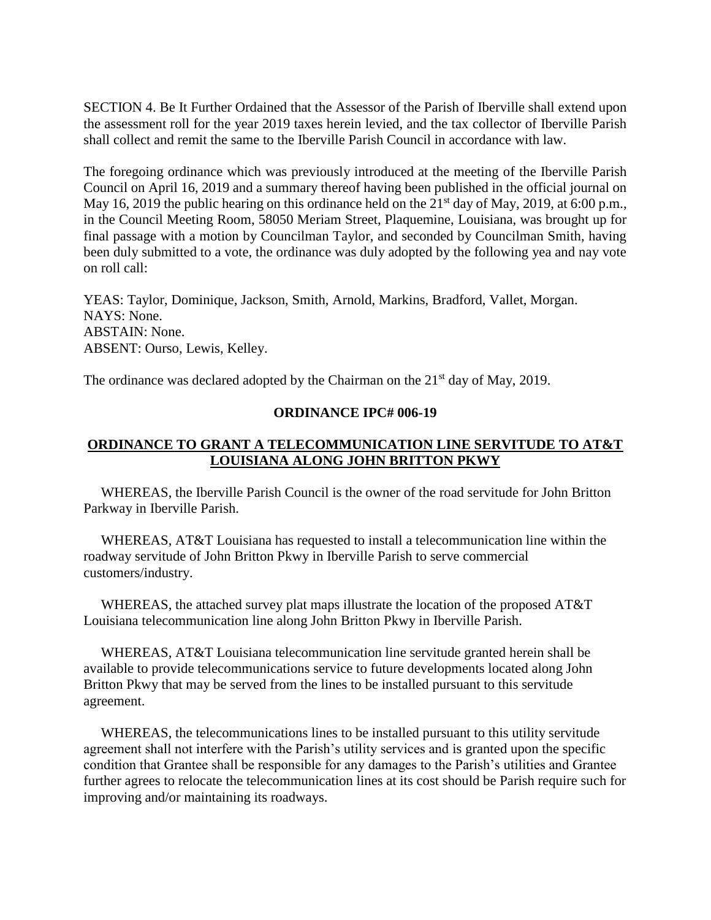SECTION 4. Be It Further Ordained that the Assessor of the Parish of Iberville shall extend upon the assessment roll for the year 2019 taxes herein levied, and the tax collector of Iberville Parish shall collect and remit the same to the Iberville Parish Council in accordance with law.

The foregoing ordinance which was previously introduced at the meeting of the Iberville Parish Council on April 16, 2019 and a summary thereof having been published in the official journal on May 16, 2019 the public hearing on this ordinance held on the 21st day of May, 2019, at 6:00 p.m., in the Council Meeting Room, 58050 Meriam Street, Plaquemine, Louisiana, was brought up for final passage with a motion by Councilman Taylor, and seconded by Councilman Smith, having been duly submitted to a vote, the ordinance was duly adopted by the following yea and nay vote on roll call:

YEAS: Taylor, Dominique, Jackson, Smith, Arnold, Markins, Bradford, Vallet, Morgan.
NAYS: None.
ABSTAIN: None.
ABSENT: Ourso, Lewis, Kelley.

The ordinance was declared adopted by the Chairman on the 21st day of May, 2019.

**ORDINANCE IPC# 006-19**

**ORDINANCE TO GRANT A TELECOMMUNICATION LINE SERVITUDE TO AT&T LOUISIANA ALONG JOHN BRITTON PKWY**

WHEREAS, the Iberville Parish Council is the owner of the road servitude for John Britton Parkway in Iberville Parish.

WHEREAS, AT&T Louisiana has requested to install a telecommunication line within the roadway servitude of John Britton Pkwy in Iberville Parish to serve commercial customers/industry.

WHEREAS, the attached survey plat maps illustrate the location of the proposed AT&T Louisiana telecommunication line along John Britton Pkwy in Iberville Parish.

WHEREAS, AT&T Louisiana telecommunication line servitude granted herein shall be available to provide telecommunications service to future developments located along John Britton Pkwy that may be served from the lines to be installed pursuant to this servitude agreement.

WHEREAS, the telecommunications lines to be installed pursuant to this utility servitude agreement shall not interfere with the Parish's utility services and is granted upon the specific condition that Grantee shall be responsible for any damages to the Parish's utilities and Grantee further agrees to relocate the telecommunication lines at its cost should be Parish require such for improving and/or maintaining its roadways.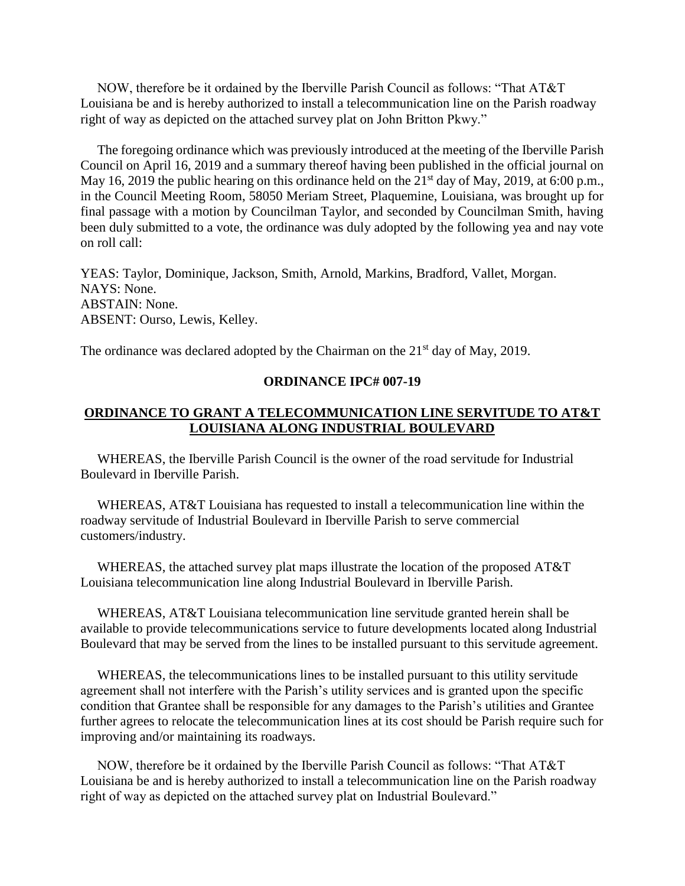NOW, therefore be it ordained by the Iberville Parish Council as follows: "That AT&T Louisiana be and is hereby authorized to install a telecommunication line on the Parish roadway right of way as depicted on the attached survey plat on John Britton Pkwy."

The foregoing ordinance which was previously introduced at the meeting of the Iberville Parish Council on April 16, 2019 and a summary thereof having been published in the official journal on May 16, 2019 the public hearing on this ordinance held on the 21st day of May, 2019, at 6:00 p.m., in the Council Meeting Room, 58050 Meriam Street, Plaquemine, Louisiana, was brought up for final passage with a motion by Councilman Taylor, and seconded by Councilman Smith, having been duly submitted to a vote, the ordinance was duly adopted by the following yea and nay vote on roll call:

YEAS: Taylor, Dominique, Jackson, Smith, Arnold, Markins, Bradford, Vallet, Morgan.
NAYS: None.
ABSTAIN: None.
ABSENT: Ourso, Lewis, Kelley.

The ordinance was declared adopted by the Chairman on the 21st day of May, 2019.

**ORDINANCE IPC# 007-19**

**ORDINANCE TO GRANT A TELECOMMUNICATION LINE SERVITUDE TO AT&T LOUISIANA ALONG INDUSTRIAL BOULEVARD**

WHEREAS, the Iberville Parish Council is the owner of the road servitude for Industrial Boulevard in Iberville Parish.

WHEREAS, AT&T Louisiana has requested to install a telecommunication line within the roadway servitude of Industrial Boulevard in Iberville Parish to serve commercial customers/industry.

WHEREAS, the attached survey plat maps illustrate the location of the proposed AT&T Louisiana telecommunication line along Industrial Boulevard in Iberville Parish.

WHEREAS, AT&T Louisiana telecommunication line servitude granted herein shall be available to provide telecommunications service to future developments located along Industrial Boulevard that may be served from the lines to be installed pursuant to this servitude agreement.

WHEREAS, the telecommunications lines to be installed pursuant to this utility servitude agreement shall not interfere with the Parish's utility services and is granted upon the specific condition that Grantee shall be responsible for any damages to the Parish's utilities and Grantee further agrees to relocate the telecommunication lines at its cost should be Parish require such for improving and/or maintaining its roadways.

NOW, therefore be it ordained by the Iberville Parish Council as follows: "That AT&T Louisiana be and is hereby authorized to install a telecommunication line on the Parish roadway right of way as depicted on the attached survey plat on Industrial Boulevard."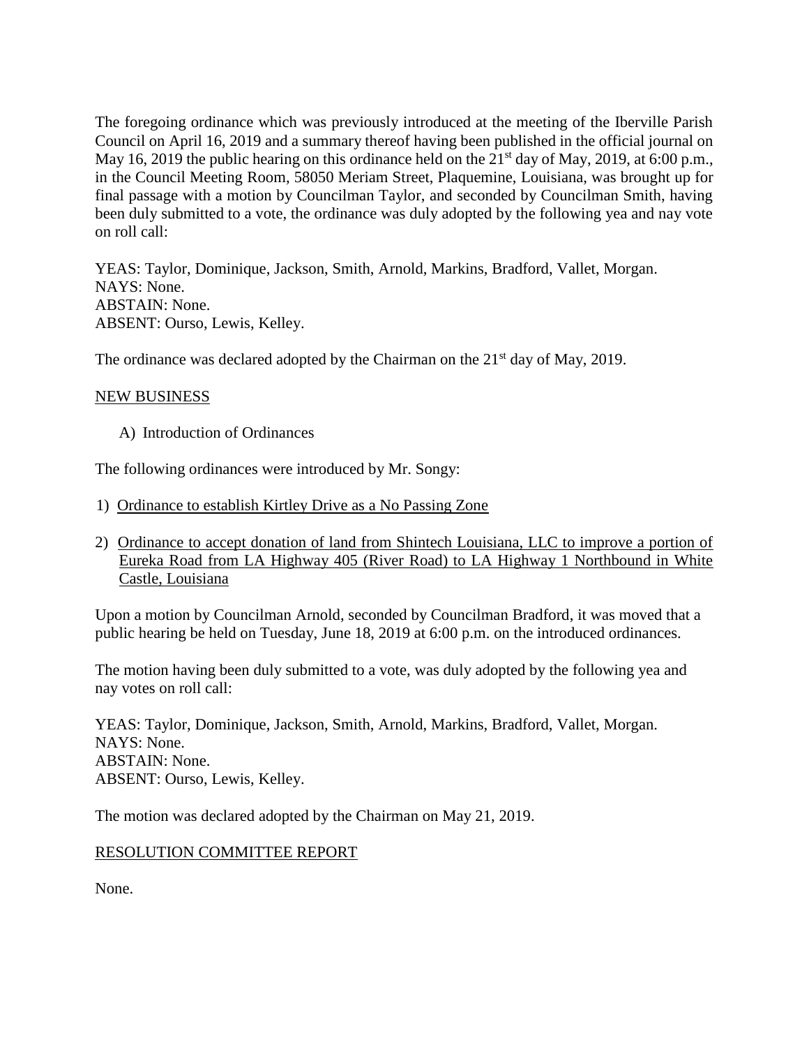The foregoing ordinance which was previously introduced at the meeting of the Iberville Parish Council on April 16, 2019 and a summary thereof having been published in the official journal on May 16, 2019 the public hearing on this ordinance held on the 21st day of May, 2019, at 6:00 p.m., in the Council Meeting Room, 58050 Meriam Street, Plaquemine, Louisiana, was brought up for final passage with a motion by Councilman Taylor, and seconded by Councilman Smith, having been duly submitted to a vote, the ordinance was duly adopted by the following yea and nay vote on roll call:

YEAS: Taylor, Dominique, Jackson, Smith, Arnold, Markins, Bradford, Vallet, Morgan.
NAYS: None.
ABSTAIN: None.
ABSENT: Ourso, Lewis, Kelley.

The ordinance was declared adopted by the Chairman on the 21st day of May, 2019.

## NEW BUSINESS

A) Introduction of Ordinances

The following ordinances were introduced by Mr. Songy:

1) Ordinance to establish Kirtley Drive as a No Passing Zone

2) Ordinance to accept donation of land from Shintech Louisiana, LLC to improve a portion of Eureka Road from LA Highway 405 (River Road) to LA Highway 1 Northbound in White Castle, Louisiana

Upon a motion by Councilman Arnold, seconded by Councilman Bradford, it was moved that a public hearing be held on Tuesday, June 18, 2019 at 6:00 p.m. on the introduced ordinances.

The motion having been duly submitted to a vote, was duly adopted by the following yea and nay votes on roll call:

YEAS: Taylor, Dominique, Jackson, Smith, Arnold, Markins, Bradford, Vallet, Morgan.
NAYS: None.
ABSTAIN: None.
ABSENT: Ourso, Lewis, Kelley.

The motion was declared adopted by the Chairman on May 21, 2019.

## RESOLUTION COMMITTEE REPORT

None.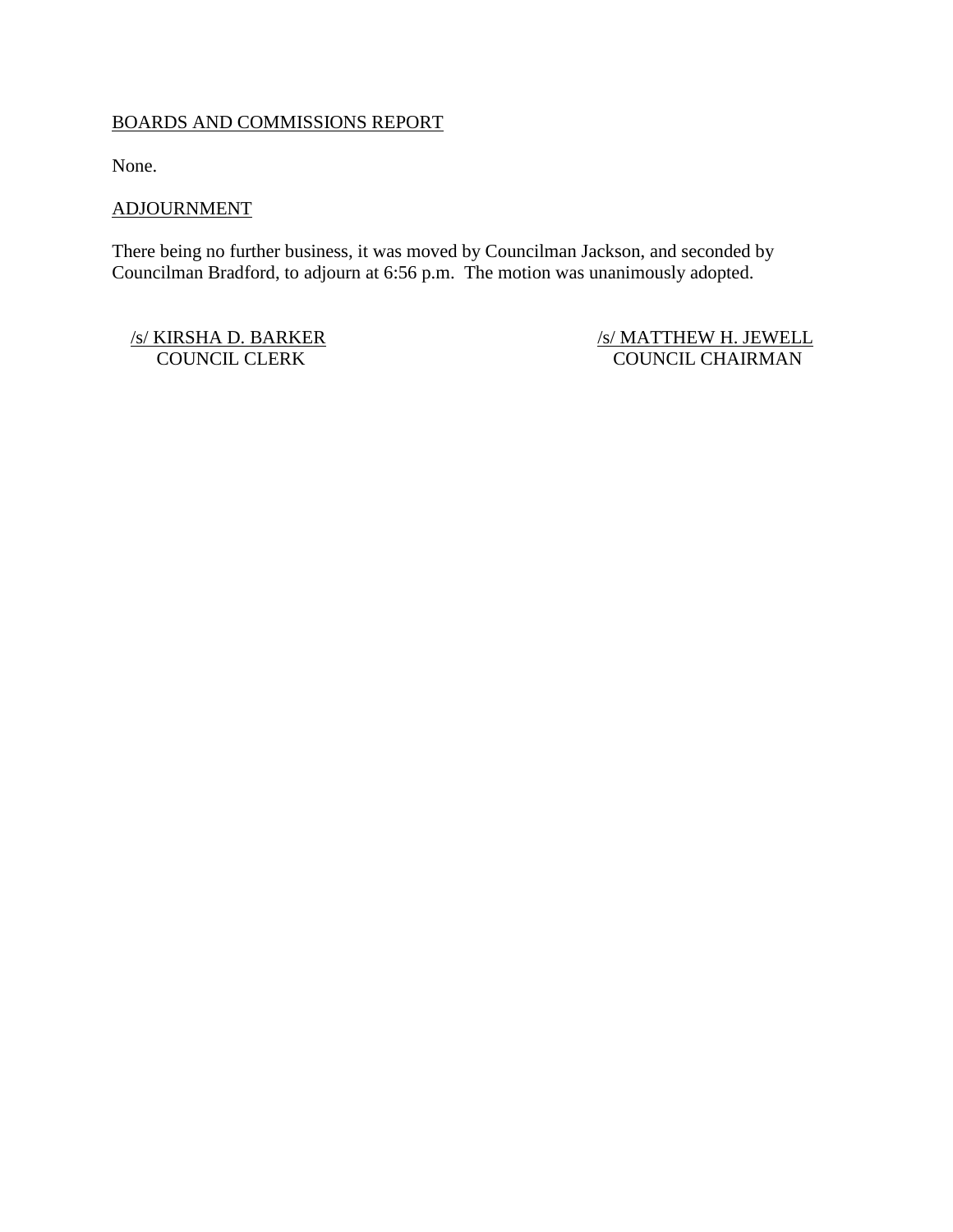BOARDS AND COMMISSIONS REPORT

None.

ADJOURNMENT

There being no further business, it was moved by Councilman Jackson, and seconded by Councilman Bradford, to adjourn at 6:56 p.m. The motion was unanimously adopted.

/s/ KIRSHA D. BARKER
COUNCIL CLERK

/s/ MATTHEW H. JEWELL
COUNCIL CHAIRMAN